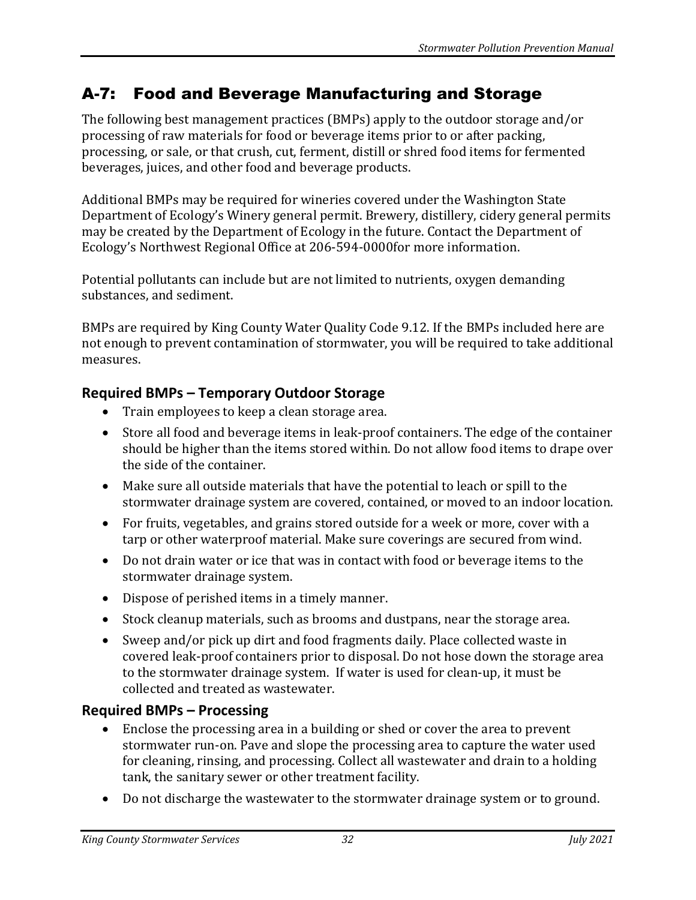## A-7: Food and Beverage Manufacturing and Storage

The following best management practices (BMPs) apply to the outdoor storage and/or processing of raw materials for food or beverage items prior to or after packing, processing, or sale, or that crush, cut, ferment, distill or shred food items for fermented beverages, juices, and other food and beverage products.

Additional BMPs may be required for wineries covered under the Washington State Department of Ecology's Winery general permit. Brewery, distillery, cidery general permits may be created by the Department of Ecology in the future. Contact the Department of Ecology's Northwest Regional Office at 206-594-0000for more information.

Potential pollutants can include but are not limited to nutrients, oxygen demanding substances, and sediment.

BMPs are required by King County Water Quality Code 9.12. If the BMPs included here are not enough to prevent contamination of stormwater, you will be required to take additional measures.

### Required BMPs – Temporary Outdoor Storage

- Train employees to keep a clean storage area.
- Store all food and beverage items in leak-proof containers. The edge of the container should be higher than the items stored within. Do not allow food items to drape over the side of the container.
- Make sure all outside materials that have the potential to leach or spill to the stormwater drainage system are covered, contained, or moved to an indoor location.
- For fruits, vegetables, and grains stored outside for a week or more, cover with a tarp or other waterproof material. Make sure coverings are secured from wind.
- Do not drain water or ice that was in contact with food or beverage items to the stormwater drainage system.
- Dispose of perished items in a timely manner.
- Stock cleanup materials, such as brooms and dustpans, near the storage area.
- Sweep and/or pick up dirt and food fragments daily. Place collected waste in covered leak-proof containers prior to disposal. Do not hose down the storage area to the stormwater drainage system. If water is used for clean-up, it must be collected and treated as wastewater.

### Required BMPs – Processing

- Enclose the processing area in a building or shed or cover the area to prevent stormwater run-on. Pave and slope the processing area to capture the water used for cleaning, rinsing, and processing. Collect all wastewater and drain to a holding tank, the sanitary sewer or other treatment facility.
- Do not discharge the wastewater to the stormwater drainage system or to ground.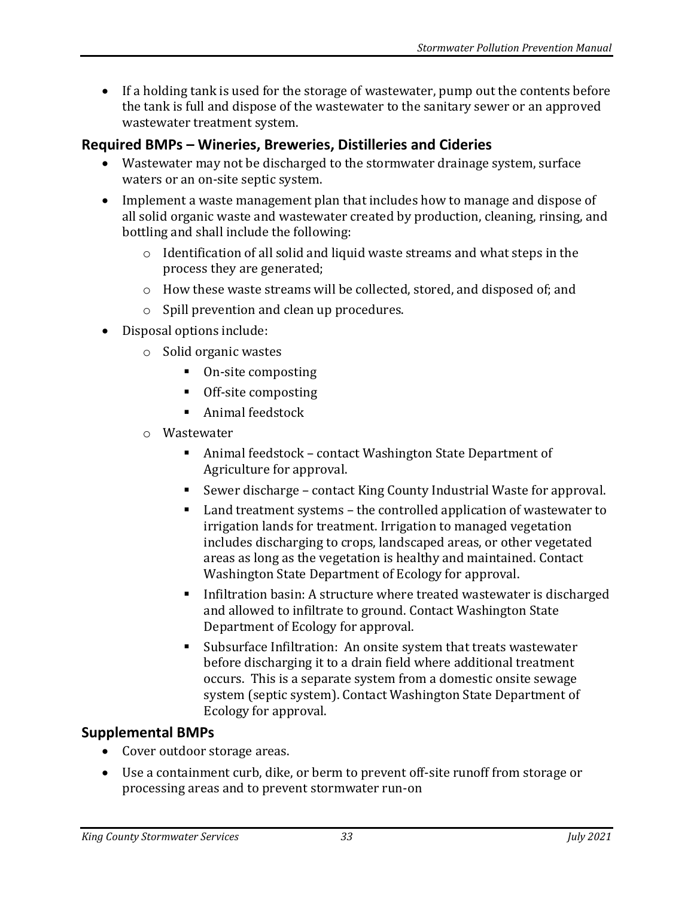- If a holding tank is used for the storage of wastewater, pump out the contents before the tank is full and dispose of the wastewater to the sanitary sewer or an approved wastewater treatment system.

### Required BMPs – Wineries, Breweries, Distilleries and Cideries

- Wastewater may not be discharged to the stormwater drainage system, surface waters or an on-site septic system.
- Implement a waste management plan that includes how to manage and dispose of all solid organic waste and wastewater created by production, cleaning, rinsing, and bottling and shall include the following:
  - Identification of all solid and liquid waste streams and what steps in the process they are generated;
  - How these waste streams will be collected, stored, and disposed of; and
  - Spill prevention and clean up procedures.
- Disposal options include:
  - Solid organic wastes
    - On-site composting
    - Off-site composting
    - Animal feedstock
  - Wastewater
    - Animal feedstock – contact Washington State Department of Agriculture for approval.
    - Sewer discharge – contact King County Industrial Waste for approval.
    - Land treatment systems – the controlled application of wastewater to irrigation lands for treatment. Irrigation to managed vegetation includes discharging to crops, landscaped areas, or other vegetated areas as long as the vegetation is healthy and maintained. Contact Washington State Department of Ecology for approval.
    - Infiltration basin: A structure where treated wastewater is discharged and allowed to infiltrate to ground. Contact Washington State Department of Ecology for approval.
    - Subsurface Infiltration: An onsite system that treats wastewater before discharging it to a drain field where additional treatment occurs. This is a separate system from a domestic onsite sewage system (septic system). Contact Washington State Department of Ecology for approval.

### Supplemental BMPs

- Cover outdoor storage areas.
- Use a containment curb, dike, or berm to prevent off-site runoff from storage or processing areas and to prevent stormwater run-on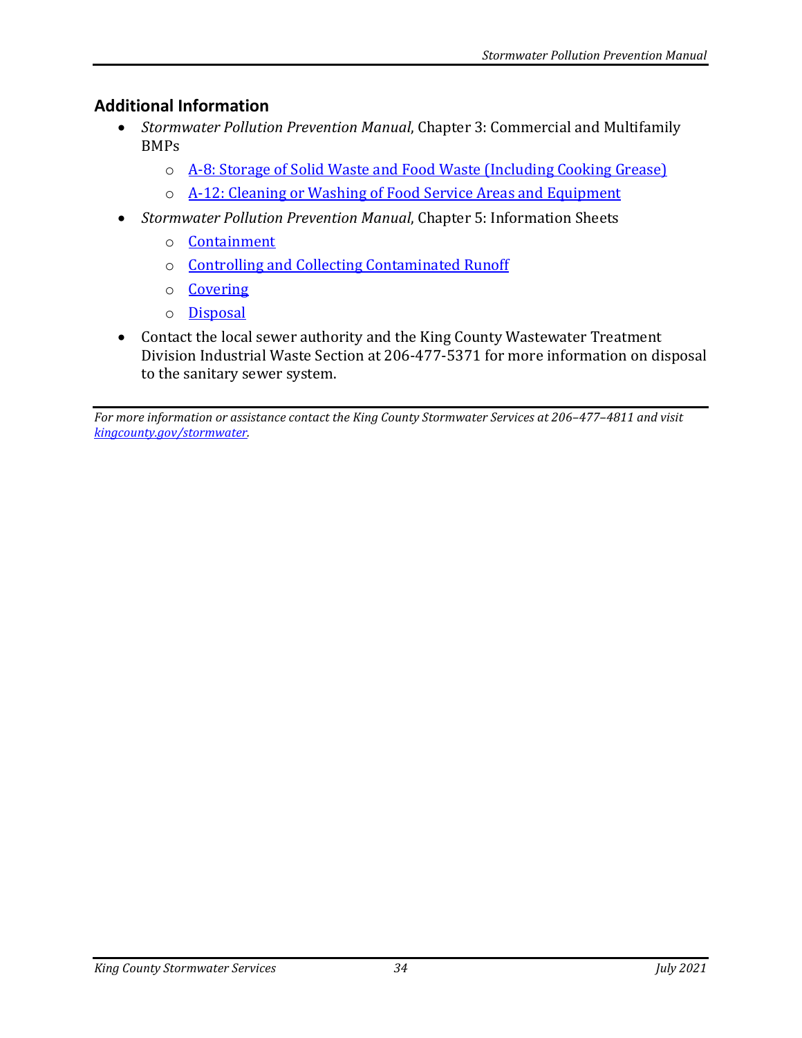## Additional Information

- *Stormwater Pollution Prevention Manual*, Chapter 3: Commercial and Multifamily BMPs
    - A-8: Storage of Solid Waste and Food Waste (Including Cooking Grease)
    - A-12: Cleaning or Washing of Food Service Areas and Equipment
- *Stormwater Pollution Prevention Manual*, Chapter 5: Information Sheets
    - Containment
    - Controlling and Collecting Contaminated Runoff
    - Covering
    - Disposal
- Contact the local sewer authority and the King County Wastewater Treatment Division Industrial Waste Section at 206-477-5371 for more information on disposal to the sanitary sewer system.

---

*For more information or assistance contact the King County Stormwater Services at 206–477–4811 and visit kingcounty.gov/stormwater.*